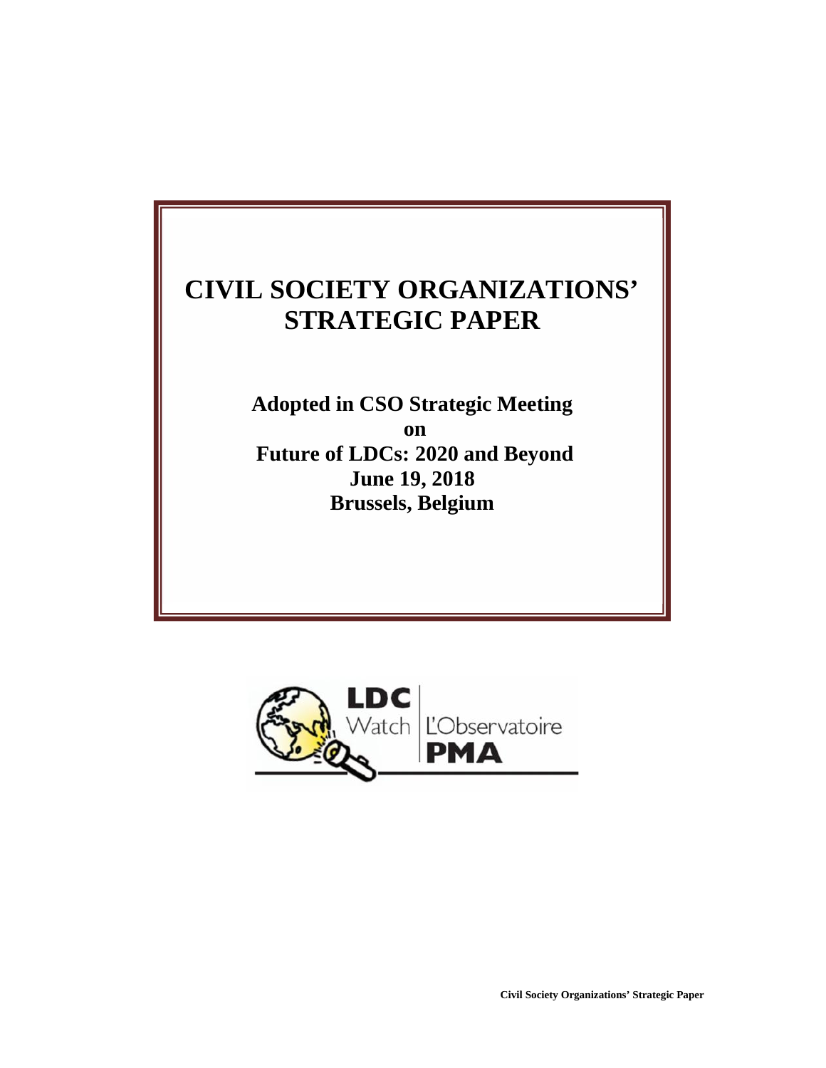# CIVIL SOCIETY ORGANIZATIONS' STRATEGIC PAPER

**Adopted in CSO Strategic Meeting**
**on**
**Future of LDCs: 2020 and Beyond**
**June 19, 2018**
**Brussels, Belgium**

LDC Watch | L'Observatoire PMA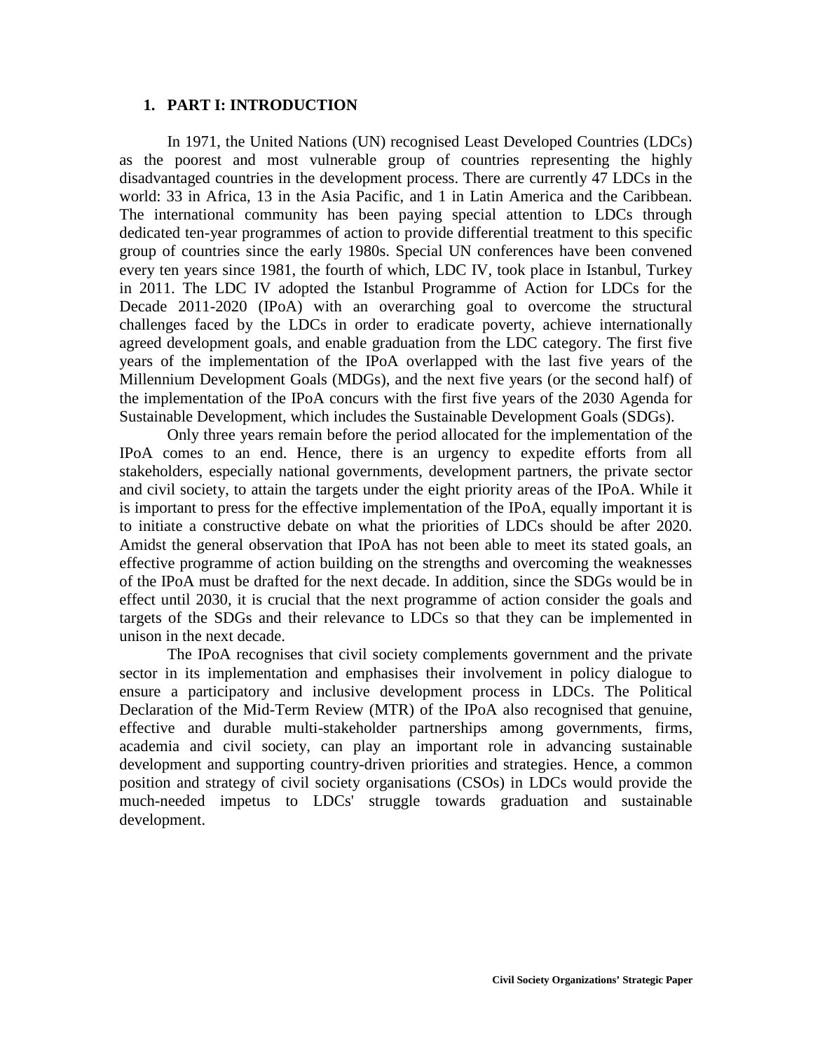# 1. PART I: INTRODUCTION

In 1971, the United Nations (UN) recognised Least Developed Countries (LDCs) as the poorest and most vulnerable group of countries representing the highly disadvantaged countries in the development process. There are currently 47 LDCs in the world: 33 in Africa, 13 in the Asia Pacific, and 1 in Latin America and the Caribbean. The international community has been paying special attention to LDCs through dedicated ten-year programmes of action to provide differential treatment to this specific group of countries since the early 1980s. Special UN conferences have been convened every ten years since 1981, the fourth of which, LDC IV, took place in Istanbul, Turkey in 2011. The LDC IV adopted the Istanbul Programme of Action for LDCs for the Decade 2011-2020 (IPoA) with an overarching goal to overcome the structural challenges faced by the LDCs in order to eradicate poverty, achieve internationally agreed development goals, and enable graduation from the LDC category. The first five years of the implementation of the IPoA overlapped with the last five years of the Millennium Development Goals (MDGs), and the next five years (or the second half) of the implementation of the IPoA concurs with the first five years of the 2030 Agenda for Sustainable Development, which includes the Sustainable Development Goals (SDGs).

Only three years remain before the period allocated for the implementation of the IPoA comes to an end. Hence, there is an urgency to expedite efforts from all stakeholders, especially national governments, development partners, the private sector and civil society, to attain the targets under the eight priority areas of the IPoA. While it is important to press for the effective implementation of the IPoA, equally important it is to initiate a constructive debate on what the priorities of LDCs should be after 2020. Amidst the general observation that IPoA has not been able to meet its stated goals, an effective programme of action building on the strengths and overcoming the weaknesses of the IPoA must be drafted for the next decade. In addition, since the SDGs would be in effect until 2030, it is crucial that the next programme of action consider the goals and targets of the SDGs and their relevance to LDCs so that they can be implemented in unison in the next decade.

The IPoA recognises that civil society complements government and the private sector in its implementation and emphasises their involvement in policy dialogue to ensure a participatory and inclusive development process in LDCs. The Political Declaration of the Mid-Term Review (MTR) of the IPoA also recognised that genuine, effective and durable multi-stakeholder partnerships among governments, firms, academia and civil society, can play an important role in advancing sustainable development and supporting country-driven priorities and strategies. Hence, a common position and strategy of civil society organisations (CSOs) in LDCs would provide the much-needed impetus to LDCs' struggle towards graduation and sustainable development.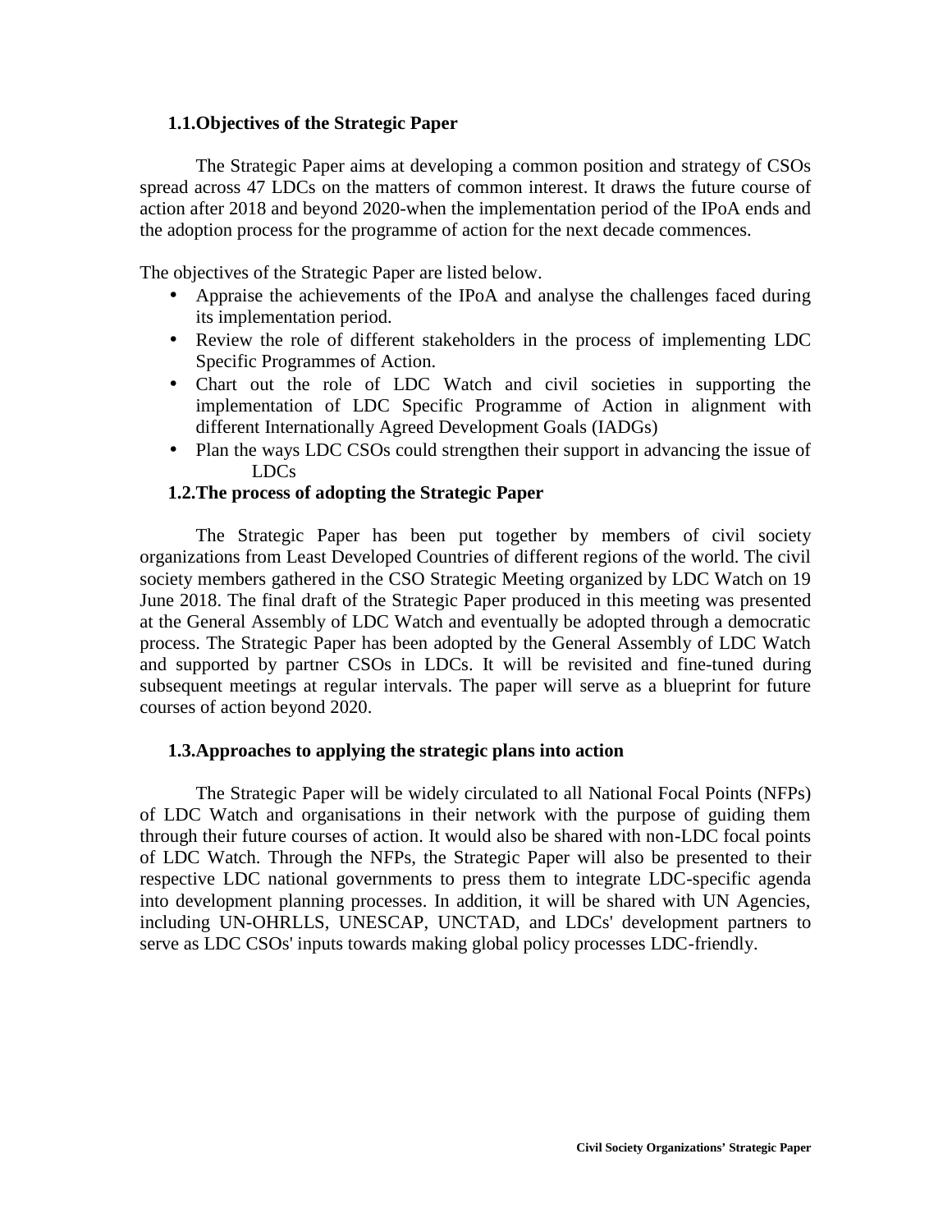### 1.1. Objectives of the Strategic Paper

The Strategic Paper aims at developing a common position and strategy of CSOs spread across 47 LDCs on the matters of common interest. It draws the future course of action after 2018 and beyond 2020-when the implementation period of the IPoA ends and the adoption process for the programme of action for the next decade commences.

The objectives of the Strategic Paper are listed below.

- Appraise the achievements of the IPoA and analyse the challenges faced during its implementation period.
- Review the role of different stakeholders in the process of implementing LDC Specific Programmes of Action.
- Chart out the role of LDC Watch and civil societies in supporting the implementation of LDC Specific Programme of Action in alignment with different Internationally Agreed Development Goals (IADGs)
- Plan the ways LDC CSOs could strengthen their support in advancing the issue of LDCs

### 1.2. The process of adopting the Strategic Paper

The Strategic Paper has been put together by members of civil society organizations from Least Developed Countries of different regions of the world. The civil society members gathered in the CSO Strategic Meeting organized by LDC Watch on 19 June 2018. The final draft of the Strategic Paper produced in this meeting was presented at the General Assembly of LDC Watch and eventually be adopted through a democratic process. The Strategic Paper has been adopted by the General Assembly of LDC Watch and supported by partner CSOs in LDCs. It will be revisited and fine-tuned during subsequent meetings at regular intervals. The paper will serve as a blueprint for future courses of action beyond 2020.

### 1.3. Approaches to applying the strategic plans into action

The Strategic Paper will be widely circulated to all National Focal Points (NFPs) of LDC Watch and organisations in their network with the purpose of guiding them through their future courses of action. It would also be shared with non-LDC focal points of LDC Watch. Through the NFPs, the Strategic Paper will also be presented to their respective LDC national governments to press them to integrate LDC-specific agenda into development planning processes. In addition, it will be shared with UN Agencies, including UN-OHRLLS, UNESCAP, UNCTAD, and LDCs' development partners to serve as LDC CSOs' inputs towards making global policy processes LDC-friendly.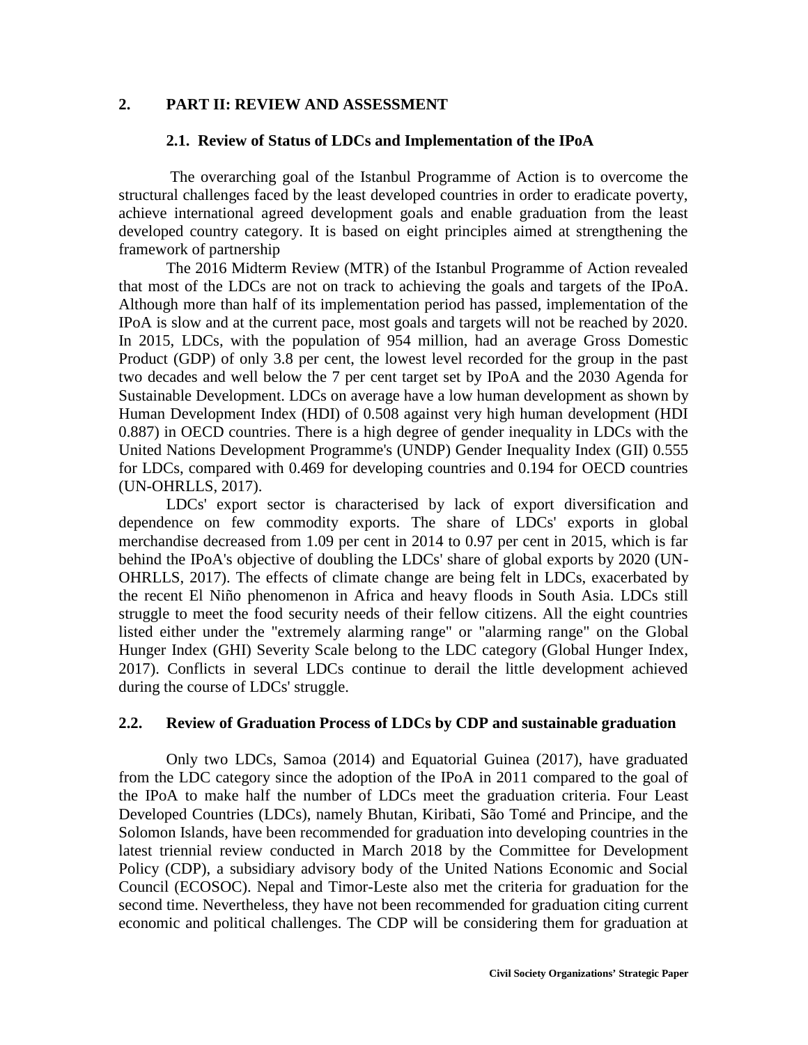## 2. PART II: REVIEW AND ASSESSMENT

### 2.1. Review of Status of LDCs and Implementation of the IPoA

The overarching goal of the Istanbul Programme of Action is to overcome the structural challenges faced by the least developed countries in order to eradicate poverty, achieve international agreed development goals and enable graduation from the least developed country category. It is based on eight principles aimed at strengthening the framework of partnership

The 2016 Midterm Review (MTR) of the Istanbul Programme of Action revealed that most of the LDCs are not on track to achieving the goals and targets of the IPoA. Although more than half of its implementation period has passed, implementation of the IPoA is slow and at the current pace, most goals and targets will not be reached by 2020. In 2015, LDCs, with the population of 954 million, had an average Gross Domestic Product (GDP) of only 3.8 per cent, the lowest level recorded for the group in the past two decades and well below the 7 per cent target set by IPoA and the 2030 Agenda for Sustainable Development. LDCs on average have a low human development as shown by Human Development Index (HDI) of 0.508 against very high human development (HDI 0.887) in OECD countries. There is a high degree of gender inequality in LDCs with the United Nations Development Programme's (UNDP) Gender Inequality Index (GII) 0.555 for LDCs, compared with 0.469 for developing countries and 0.194 for OECD countries (UN-OHRLLS, 2017).

LDCs' export sector is characterised by lack of export diversification and dependence on few commodity exports. The share of LDCs' exports in global merchandise decreased from 1.09 per cent in 2014 to 0.97 per cent in 2015, which is far behind the IPoA's objective of doubling the LDCs' share of global exports by 2020 (UN-OHRLLS, 2017). The effects of climate change are being felt in LDCs, exacerbated by the recent El Niño phenomenon in Africa and heavy floods in South Asia. LDCs still struggle to meet the food security needs of their fellow citizens. All the eight countries listed either under the "extremely alarming range" or "alarming range" on the Global Hunger Index (GHI) Severity Scale belong to the LDC category (Global Hunger Index, 2017). Conflicts in several LDCs continue to derail the little development achieved during the course of LDCs' struggle.

## 2.2. Review of Graduation Process of LDCs by CDP and sustainable graduation

Only two LDCs, Samoa (2014) and Equatorial Guinea (2017), have graduated from the LDC category since the adoption of the IPoA in 2011 compared to the goal of the IPoA to make half the number of LDCs meet the graduation criteria. Four Least Developed Countries (LDCs), namely Bhutan, Kiribati, São Tomé and Principe, and the Solomon Islands, have been recommended for graduation into developing countries in the latest triennial review conducted in March 2018 by the Committee for Development Policy (CDP), a subsidiary advisory body of the United Nations Economic and Social Council (ECOSOC). Nepal and Timor-Leste also met the criteria for graduation for the second time. Nevertheless, they have not been recommended for graduation citing current economic and political challenges. The CDP will be considering them for graduation at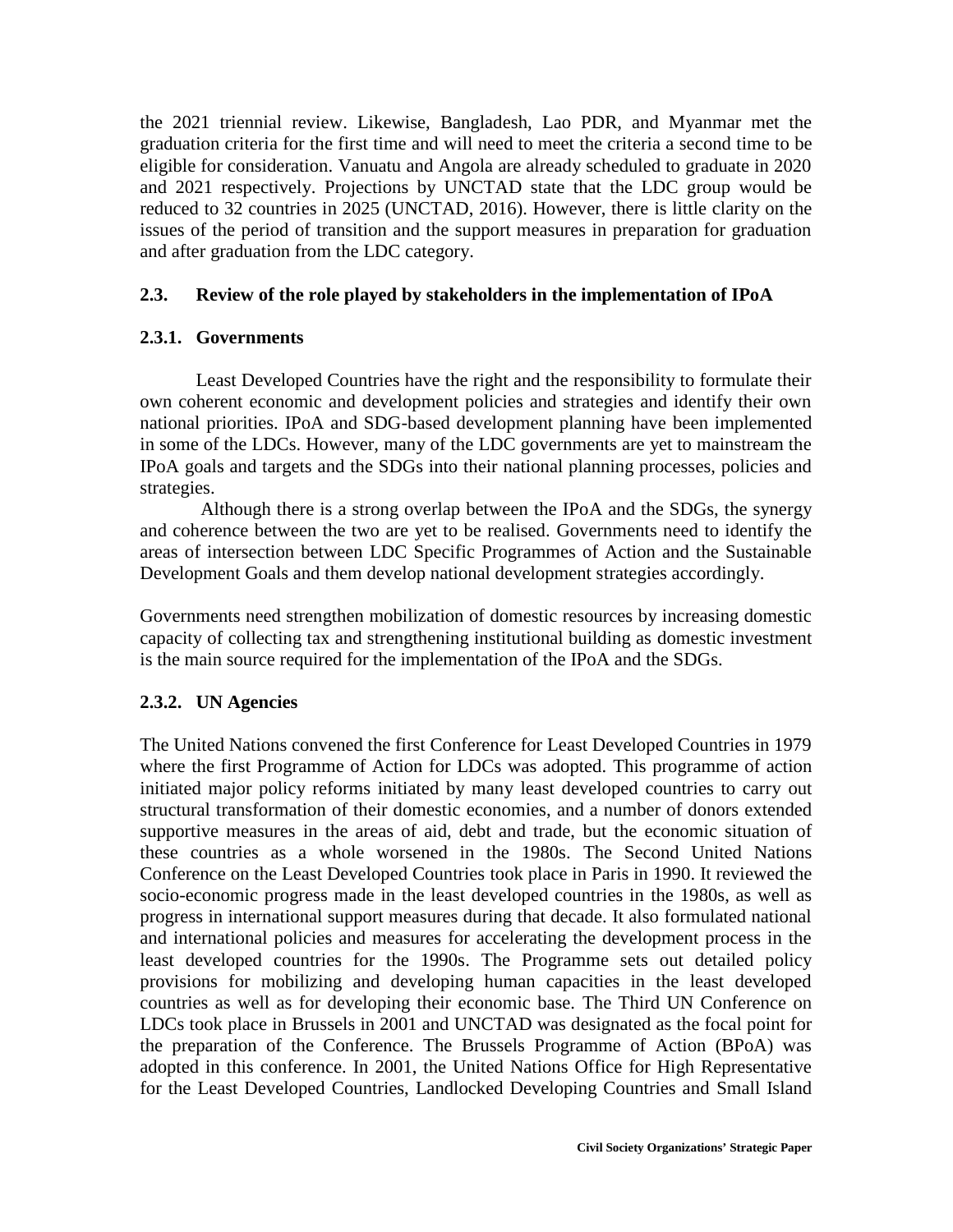the 2021 triennial review. Likewise, Bangladesh, Lao PDR, and Myanmar met the graduation criteria for the first time and will need to meet the criteria a second time to be eligible for consideration. Vanuatu and Angola are already scheduled to graduate in 2020 and 2021 respectively. Projections by UNCTAD state that the LDC group would be reduced to 32 countries in 2025 (UNCTAD, 2016). However, there is little clarity on the issues of the period of transition and the support measures in preparation for graduation and after graduation from the LDC category.

### 2.3. Review of the role played by stakeholders in the implementation of IPoA

#### 2.3.1. Governments

Least Developed Countries have the right and the responsibility to formulate their own coherent economic and development policies and strategies and identify their own national priorities. IPoA and SDG-based development planning have been implemented in some of the LDCs. However, many of the LDC governments are yet to mainstream the IPoA goals and targets and the SDGs into their national planning processes, policies and strategies.

Although there is a strong overlap between the IPoA and the SDGs, the synergy and coherence between the two are yet to be realised. Governments need to identify the areas of intersection between LDC Specific Programmes of Action and the Sustainable Development Goals and them develop national development strategies accordingly.

Governments need strengthen mobilization of domestic resources by increasing domestic capacity of collecting tax and strengthening institutional building as domestic investment is the main source required for the implementation of the IPoA and the SDGs.

#### 2.3.2. UN Agencies

The United Nations convened the first Conference for Least Developed Countries in 1979 where the first Programme of Action for LDCs was adopted. This programme of action initiated major policy reforms initiated by many least developed countries to carry out structural transformation of their domestic economies, and a number of donors extended supportive measures in the areas of aid, debt and trade, but the economic situation of these countries as a whole worsened in the 1980s. The Second United Nations Conference on the Least Developed Countries took place in Paris in 1990. It reviewed the socio-economic progress made in the least developed countries in the 1980s, as well as progress in international support measures during that decade. It also formulated national and international policies and measures for accelerating the development process in the least developed countries for the 1990s. The Programme sets out detailed policy provisions for mobilizing and developing human capacities in the least developed countries as well as for developing their economic base. The Third UN Conference on LDCs took place in Brussels in 2001 and UNCTAD was designated as the focal point for the preparation of the Conference. The Brussels Programme of Action (BPoA) was adopted in this conference. In 2001, the United Nations Office for High Representative for the Least Developed Countries, Landlocked Developing Countries and Small Island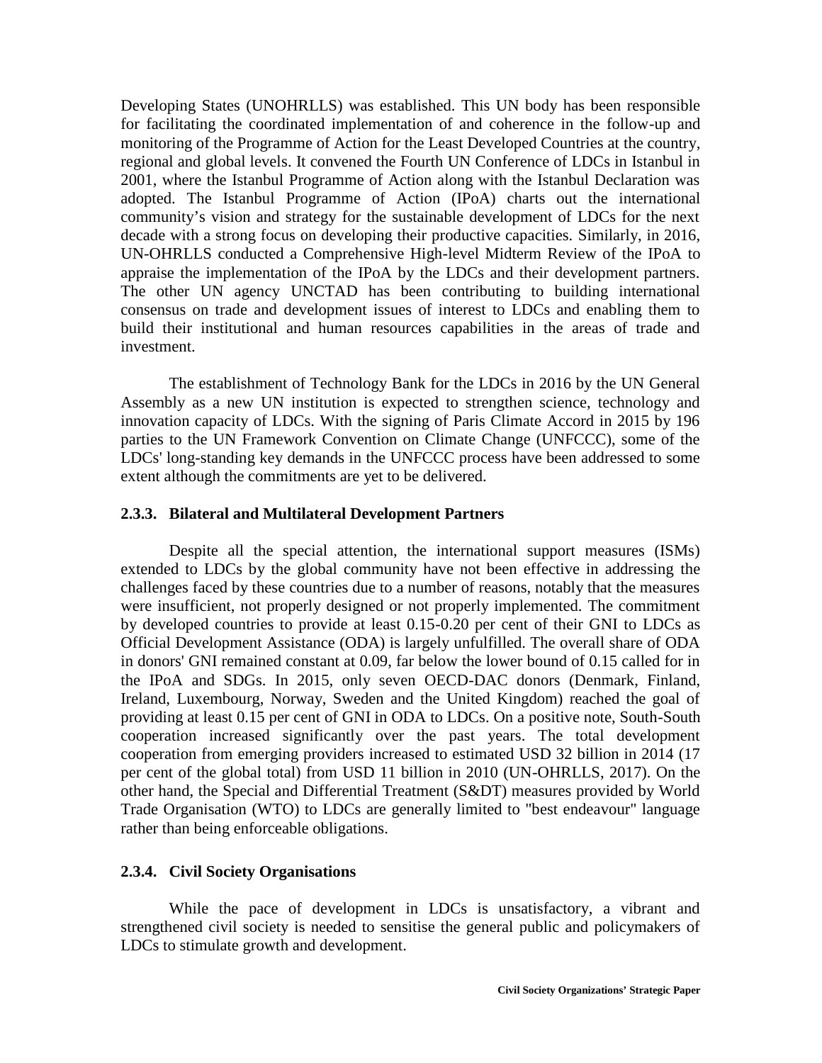Developing States (UNOHRLLS) was established. This UN body has been responsible for facilitating the coordinated implementation of and coherence in the follow-up and monitoring of the Programme of Action for the Least Developed Countries at the country, regional and global levels. It convened the Fourth UN Conference of LDCs in Istanbul in 2001, where the Istanbul Programme of Action along with the Istanbul Declaration was adopted. The Istanbul Programme of Action (IPoA) charts out the international community's vision and strategy for the sustainable development of LDCs for the next decade with a strong focus on developing their productive capacities. Similarly, in 2016, UN-OHRLLS conducted a Comprehensive High-level Midterm Review of the IPoA to appraise the implementation of the IPoA by the LDCs and their development partners. The other UN agency UNCTAD has been contributing to building international consensus on trade and development issues of interest to LDCs and enabling them to build their institutional and human resources capabilities in the areas of trade and investment.

The establishment of Technology Bank for the LDCs in 2016 by the UN General Assembly as a new UN institution is expected to strengthen science, technology and innovation capacity of LDCs. With the signing of Paris Climate Accord in 2015 by 196 parties to the UN Framework Convention on Climate Change (UNFCCC), some of the LDCs' long-standing key demands in the UNFCCC process have been addressed to some extent although the commitments are yet to be delivered.

### 2.3.3. Bilateral and Multilateral Development Partners

Despite all the special attention, the international support measures (ISMs) extended to LDCs by the global community have not been effective in addressing the challenges faced by these countries due to a number of reasons, notably that the measures were insufficient, not properly designed or not properly implemented. The commitment by developed countries to provide at least 0.15-0.20 per cent of their GNI to LDCs as Official Development Assistance (ODA) is largely unfulfilled. The overall share of ODA in donors' GNI remained constant at 0.09, far below the lower bound of 0.15 called for in the IPoA and SDGs. In 2015, only seven OECD-DAC donors (Denmark, Finland, Ireland, Luxembourg, Norway, Sweden and the United Kingdom) reached the goal of providing at least 0.15 per cent of GNI in ODA to LDCs. On a positive note, South-South cooperation increased significantly over the past years. The total development cooperation from emerging providers increased to estimated USD 32 billion in 2014 (17 per cent of the global total) from USD 11 billion in 2010 (UN-OHRLLS, 2017). On the other hand, the Special and Differential Treatment (S&DT) measures provided by World Trade Organisation (WTO) to LDCs are generally limited to "best endeavour" language rather than being enforceable obligations.

### 2.3.4. Civil Society Organisations

While the pace of development in LDCs is unsatisfactory, a vibrant and strengthened civil society is needed to sensitise the general public and policymakers of LDCs to stimulate growth and development.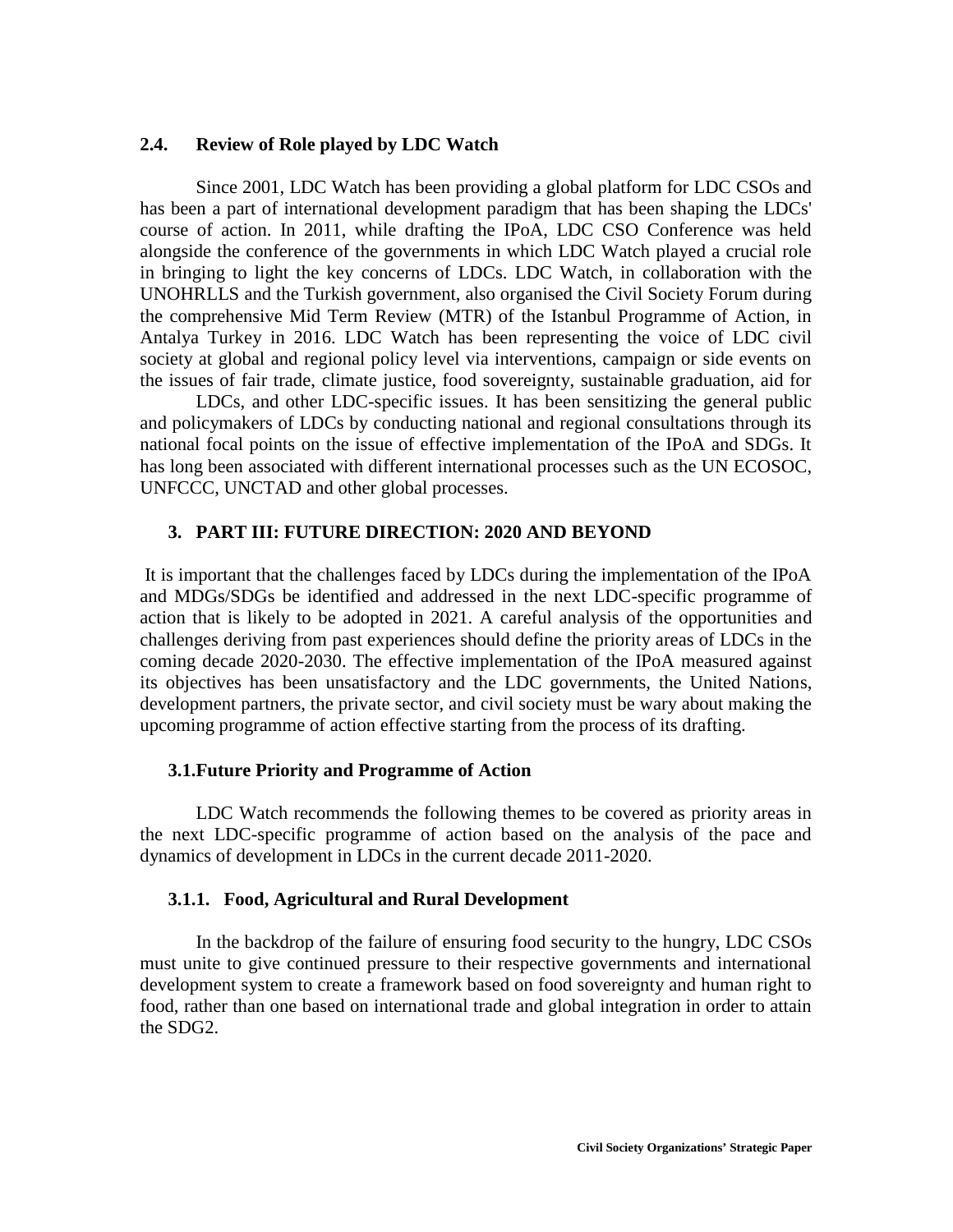### 2.4. Review of Role played by LDC Watch

Since 2001, LDC Watch has been providing a global platform for LDC CSOs and has been a part of international development paradigm that has been shaping the LDCs' course of action. In 2011, while drafting the IPoA, LDC CSO Conference was held alongside the conference of the governments in which LDC Watch played a crucial role in bringing to light the key concerns of LDCs. LDC Watch, in collaboration with the UNOHRLLS and the Turkish government, also organised the Civil Society Forum during the comprehensive Mid Term Review (MTR) of the Istanbul Programme of Action, in Antalya Turkey in 2016. LDC Watch has been representing the voice of LDC civil society at global and regional policy level via interventions, campaign or side events on the issues of fair trade, climate justice, food sovereignty, sustainable graduation, aid for

LDCs, and other LDC-specific issues. It has been sensitizing the general public and policymakers of LDCs by conducting national and regional consultations through its national focal points on the issue of effective implementation of the IPoA and SDGs. It has long been associated with different international processes such as the UN ECOSOC, UNFCCC, UNCTAD and other global processes.

## 3. PART III: FUTURE DIRECTION: 2020 AND BEYOND

It is important that the challenges faced by LDCs during the implementation of the IPoA and MDGs/SDGs be identified and addressed in the next LDC-specific programme of action that is likely to be adopted in 2021. A careful analysis of the opportunities and challenges deriving from past experiences should define the priority areas of LDCs in the coming decade 2020-2030. The effective implementation of the IPoA measured against its objectives has been unsatisfactory and the LDC governments, the United Nations, development partners, the private sector, and civil society must be wary about making the upcoming programme of action effective starting from the process of its drafting.

### 3.1. Future Priority and Programme of Action

LDC Watch recommends the following themes to be covered as priority areas in the next LDC-specific programme of action based on the analysis of the pace and dynamics of development in LDCs in the current decade 2011-2020.

#### 3.1.1. Food, Agricultural and Rural Development

In the backdrop of the failure of ensuring food security to the hungry, LDC CSOs must unite to give continued pressure to their respective governments and international development system to create a framework based on food sovereignty and human right to food, rather than one based on international trade and global integration in order to attain the SDG2.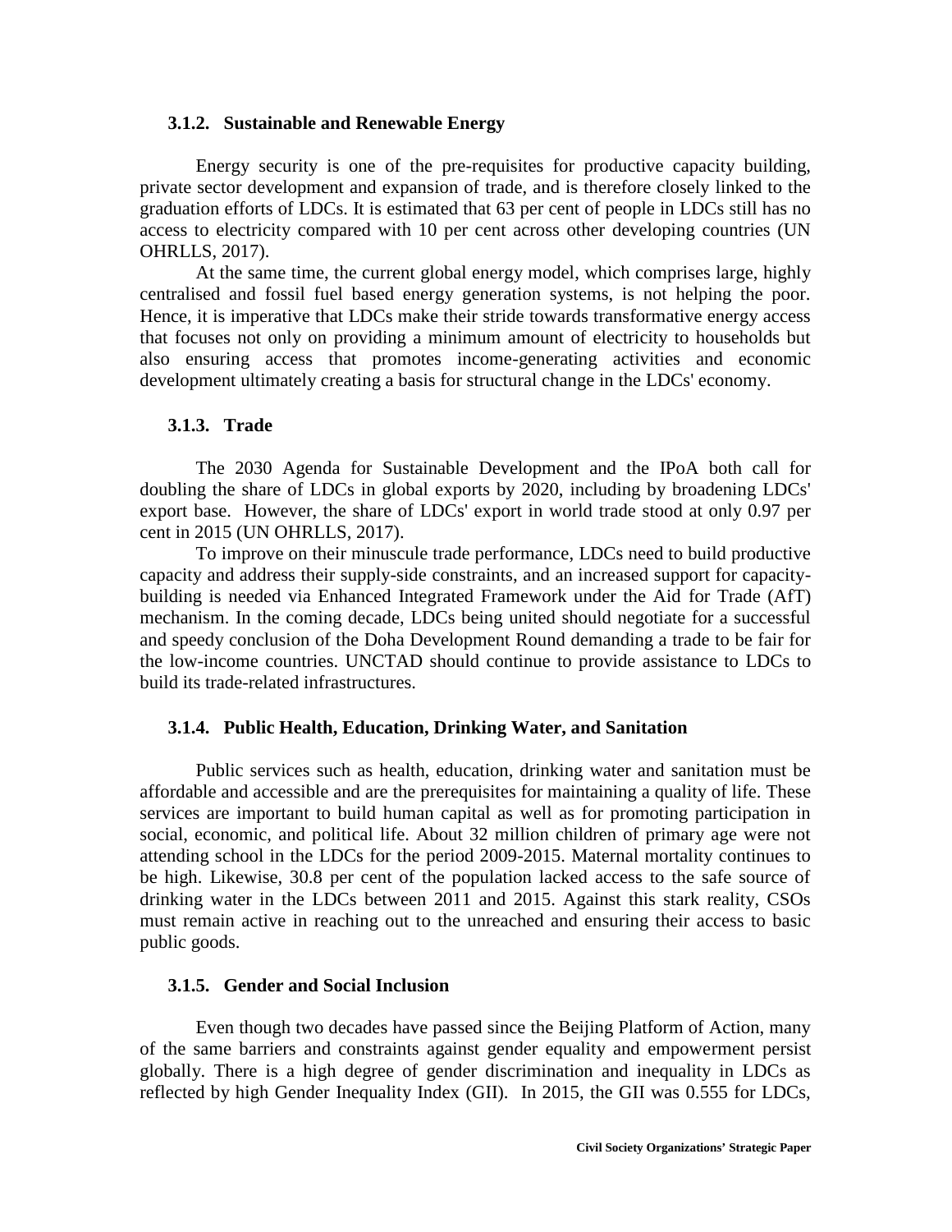### 3.1.2. Sustainable and Renewable Energy

Energy security is one of the pre-requisites for productive capacity building, private sector development and expansion of trade, and is therefore closely linked to the graduation efforts of LDCs. It is estimated that 63 per cent of people in LDCs still has no access to electricity compared with 10 per cent across other developing countries (UN OHRLLS, 2017).

At the same time, the current global energy model, which comprises large, highly centralised and fossil fuel based energy generation systems, is not helping the poor. Hence, it is imperative that LDCs make their stride towards transformative energy access that focuses not only on providing a minimum amount of electricity to households but also ensuring access that promotes income-generating activities and economic development ultimately creating a basis for structural change in the LDCs' economy.

### 3.1.3. Trade

The 2030 Agenda for Sustainable Development and the IPoA both call for doubling the share of LDCs in global exports by 2020, including by broadening LDCs' export base. However, the share of LDCs' export in world trade stood at only 0.97 per cent in 2015 (UN OHRLLS, 2017).

To improve on their minuscule trade performance, LDCs need to build productive capacity and address their supply-side constraints, and an increased support for capacity-building is needed via Enhanced Integrated Framework under the Aid for Trade (AfT) mechanism. In the coming decade, LDCs being united should negotiate for a successful and speedy conclusion of the Doha Development Round demanding a trade to be fair for the low-income countries. UNCTAD should continue to provide assistance to LDCs to build its trade-related infrastructures.

### 3.1.4. Public Health, Education, Drinking Water, and Sanitation

Public services such as health, education, drinking water and sanitation must be affordable and accessible and are the prerequisites for maintaining a quality of life. These services are important to build human capital as well as for promoting participation in social, economic, and political life. About 32 million children of primary age were not attending school in the LDCs for the period 2009-2015. Maternal mortality continues to be high. Likewise, 30.8 per cent of the population lacked access to the safe source of drinking water in the LDCs between 2011 and 2015. Against this stark reality, CSOs must remain active in reaching out to the unreached and ensuring their access to basic public goods.

### 3.1.5. Gender and Social Inclusion

Even though two decades have passed since the Beijing Platform of Action, many of the same barriers and constraints against gender equality and empowerment persist globally. There is a high degree of gender discrimination and inequality in LDCs as reflected by high Gender Inequality Index (GII). In 2015, the GII was 0.555 for LDCs,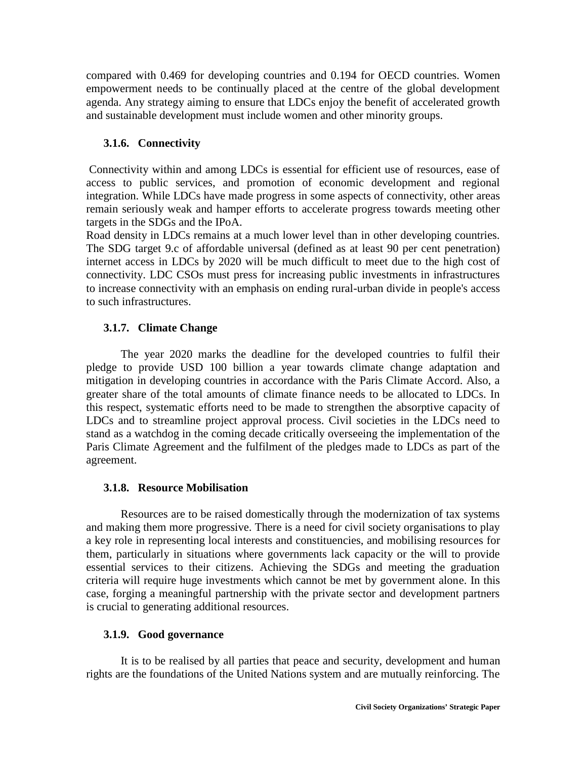compared with 0.469 for developing countries and 0.194 for OECD countries. Women empowerment needs to be continually placed at the centre of the global development agenda. Any strategy aiming to ensure that LDCs enjoy the benefit of accelerated growth and sustainable development must include women and other minority groups.

### 3.1.6. Connectivity

Connectivity within and among LDCs is essential for efficient use of resources, ease of access to public services, and promotion of economic development and regional integration. While LDCs have made progress in some aspects of connectivity, other areas remain seriously weak and hamper efforts to accelerate progress towards meeting other targets in the SDGs and the IPoA.

Road density in LDCs remains at a much lower level than in other developing countries. The SDG target 9.c of affordable universal (defined as at least 90 per cent penetration) internet access in LDCs by 2020 will be much difficult to meet due to the high cost of connectivity. LDC CSOs must press for increasing public investments in infrastructures to increase connectivity with an emphasis on ending rural-urban divide in people's access to such infrastructures.

### 3.1.7. Climate Change

The year 2020 marks the deadline for the developed countries to fulfil their pledge to provide USD 100 billion a year towards climate change adaptation and mitigation in developing countries in accordance with the Paris Climate Accord. Also, a greater share of the total amounts of climate finance needs to be allocated to LDCs. In this respect, systematic efforts need to be made to strengthen the absorptive capacity of LDCs and to streamline project approval process. Civil societies in the LDCs need to stand as a watchdog in the coming decade critically overseeing the implementation of the Paris Climate Agreement and the fulfilment of the pledges made to LDCs as part of the agreement.

### 3.1.8. Resource Mobilisation

Resources are to be raised domestically through the modernization of tax systems and making them more progressive. There is a need for civil society organisations to play a key role in representing local interests and constituencies, and mobilising resources for them, particularly in situations where governments lack capacity or the will to provide essential services to their citizens. Achieving the SDGs and meeting the graduation criteria will require huge investments which cannot be met by government alone. In this case, forging a meaningful partnership with the private sector and development partners is crucial to generating additional resources.

### 3.1.9. Good governance

It is to be realised by all parties that peace and security, development and human rights are the foundations of the United Nations system and are mutually reinforcing. The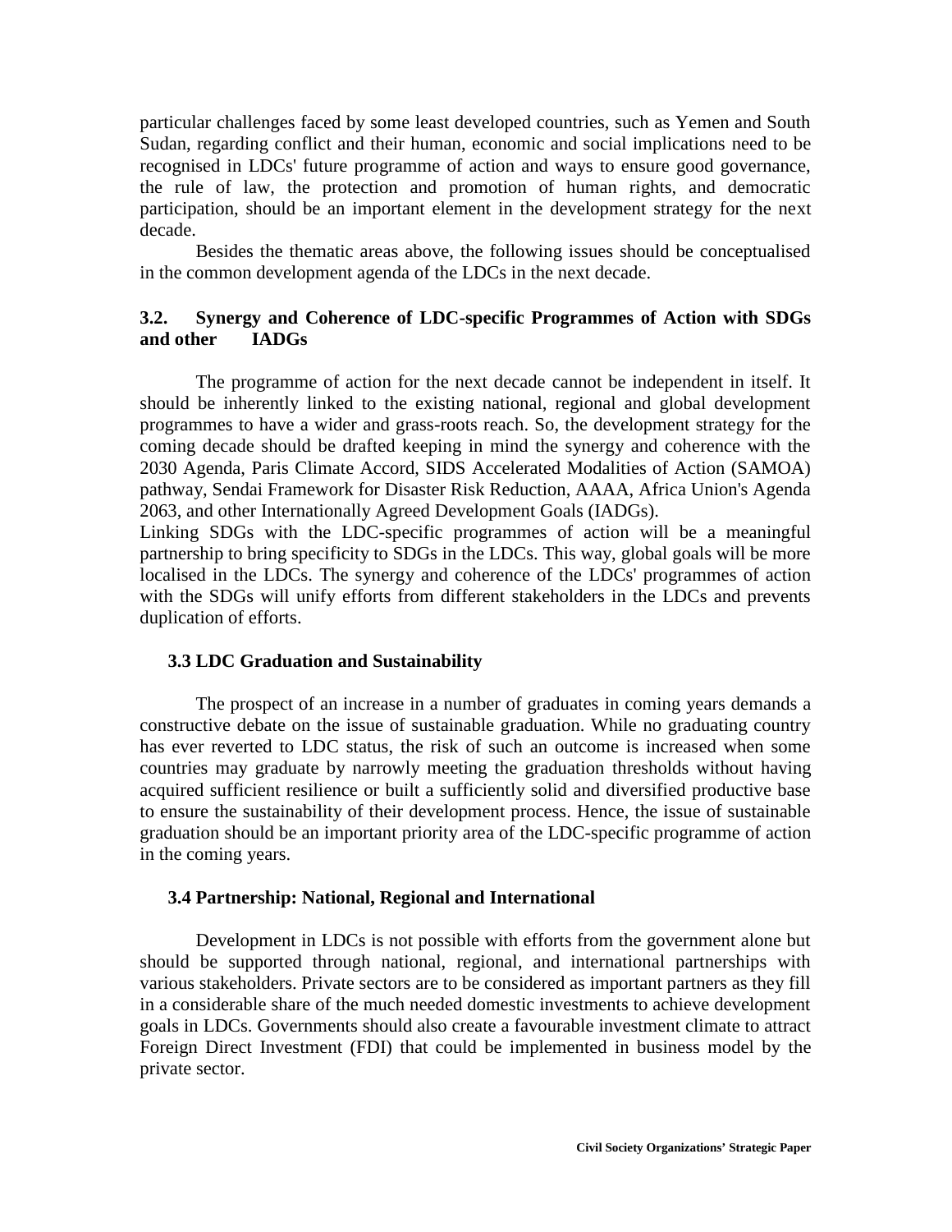particular challenges faced by some least developed countries, such as Yemen and South Sudan, regarding conflict and their human, economic and social implications need to be recognised in LDCs' future programme of action and ways to ensure good governance, the rule of law, the protection and promotion of human rights, and democratic participation, should be an important element in the development strategy for the next decade.

Besides the thematic areas above, the following issues should be conceptualised in the common development agenda of the LDCs in the next decade.

### 3.2. Synergy and Coherence of LDC-specific Programmes of Action with SDGs and other IADGs

The programme of action for the next decade cannot be independent in itself. It should be inherently linked to the existing national, regional and global development programmes to have a wider and grass-roots reach. So, the development strategy for the coming decade should be drafted keeping in mind the synergy and coherence with the 2030 Agenda, Paris Climate Accord, SIDS Accelerated Modalities of Action (SAMOA) pathway, Sendai Framework for Disaster Risk Reduction, AAAA, Africa Union's Agenda 2063, and other Internationally Agreed Development Goals (IADGs).

Linking SDGs with the LDC-specific programmes of action will be a meaningful partnership to bring specificity to SDGs in the LDCs. This way, global goals will be more localised in the LDCs. The synergy and coherence of the LDCs' programmes of action with the SDGs will unify efforts from different stakeholders in the LDCs and prevents duplication of efforts.

### 3.3 LDC Graduation and Sustainability

The prospect of an increase in a number of graduates in coming years demands a constructive debate on the issue of sustainable graduation. While no graduating country has ever reverted to LDC status, the risk of such an outcome is increased when some countries may graduate by narrowly meeting the graduation thresholds without having acquired sufficient resilience or built a sufficiently solid and diversified productive base to ensure the sustainability of their development process. Hence, the issue of sustainable graduation should be an important priority area of the LDC-specific programme of action in the coming years.

### 3.4 Partnership: National, Regional and International

Development in LDCs is not possible with efforts from the government alone but should be supported through national, regional, and international partnerships with various stakeholders. Private sectors are to be considered as important partners as they fill in a considerable share of the much needed domestic investments to achieve development goals in LDCs. Governments should also create a favourable investment climate to attract Foreign Direct Investment (FDI) that could be implemented in business model by the private sector.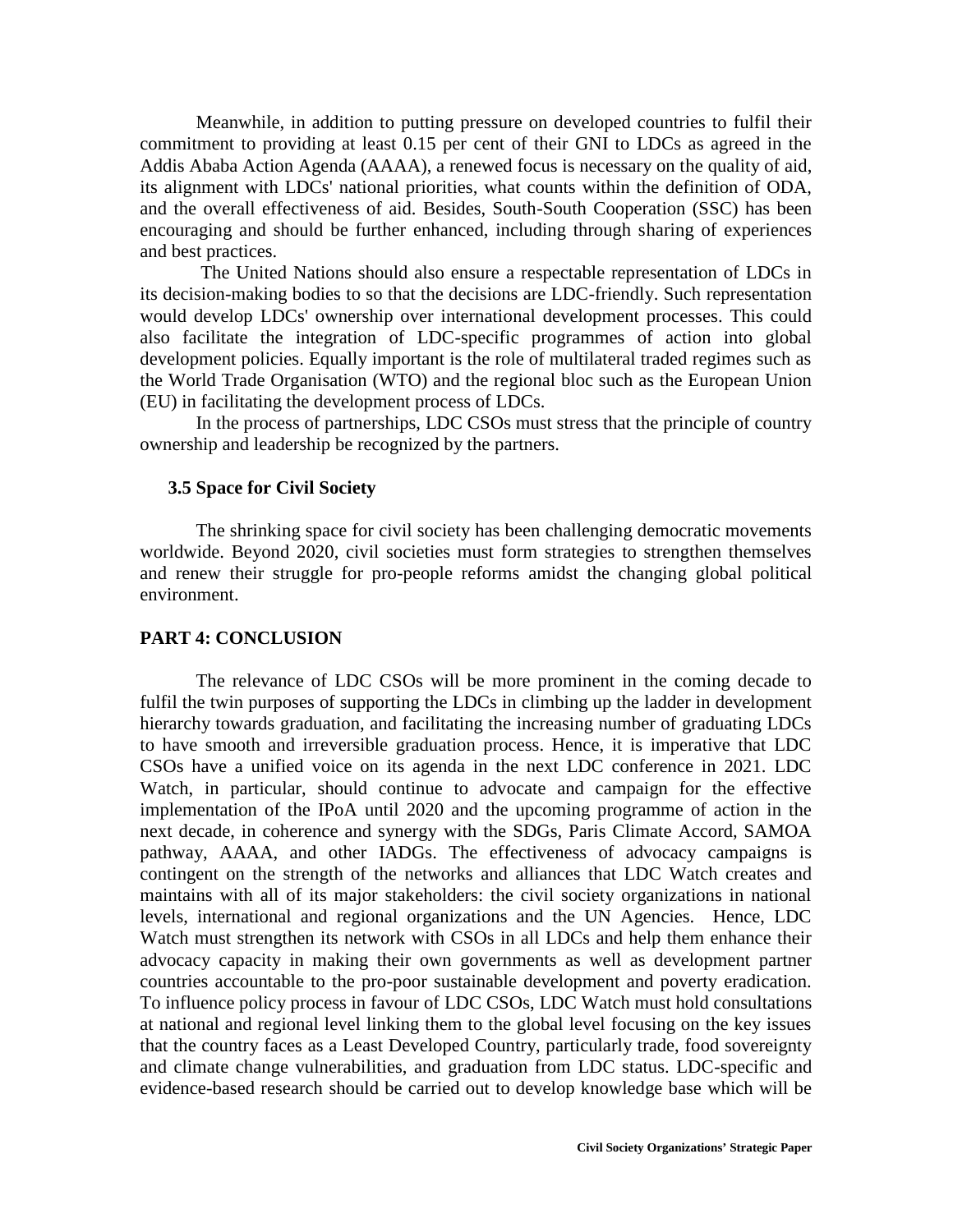Meanwhile, in addition to putting pressure on developed countries to fulfil their commitment to providing at least 0.15 per cent of their GNI to LDCs as agreed in the Addis Ababa Action Agenda (AAAA), a renewed focus is necessary on the quality of aid, its alignment with LDCs' national priorities, what counts within the definition of ODA, and the overall effectiveness of aid. Besides, South-South Cooperation (SSC) has been encouraging and should be further enhanced, including through sharing of experiences and best practices.

The United Nations should also ensure a respectable representation of LDCs in its decision-making bodies to so that the decisions are LDC-friendly. Such representation would develop LDCs' ownership over international development processes. This could also facilitate the integration of LDC-specific programmes of action into global development policies. Equally important is the role of multilateral traded regimes such as the World Trade Organisation (WTO) and the regional bloc such as the European Union (EU) in facilitating the development process of LDCs.

In the process of partnerships, LDC CSOs must stress that the principle of country ownership and leadership be recognized by the partners.

### 3.5 Space for Civil Society

The shrinking space for civil society has been challenging democratic movements worldwide. Beyond 2020, civil societies must form strategies to strengthen themselves and renew their struggle for pro-people reforms amidst the changing global political environment.

## PART 4: CONCLUSION

The relevance of LDC CSOs will be more prominent in the coming decade to fulfil the twin purposes of supporting the LDCs in climbing up the ladder in development hierarchy towards graduation, and facilitating the increasing number of graduating LDCs to have smooth and irreversible graduation process. Hence, it is imperative that LDC CSOs have a unified voice on its agenda in the next LDC conference in 2021. LDC Watch, in particular, should continue to advocate and campaign for the effective implementation of the IPoA until 2020 and the upcoming programme of action in the next decade, in coherence and synergy with the SDGs, Paris Climate Accord, SAMOA pathway, AAAA, and other IADGs. The effectiveness of advocacy campaigns is contingent on the strength of the networks and alliances that LDC Watch creates and maintains with all of its major stakeholders: the civil society organizations in national levels, international and regional organizations and the UN Agencies. Hence, LDC Watch must strengthen its network with CSOs in all LDCs and help them enhance their advocacy capacity in making their own governments as well as development partner countries accountable to the pro-poor sustainable development and poverty eradication. To influence policy process in favour of LDC CSOs, LDC Watch must hold consultations at national and regional level linking them to the global level focusing on the key issues that the country faces as a Least Developed Country, particularly trade, food sovereignty and climate change vulnerabilities, and graduation from LDC status. LDC-specific and evidence-based research should be carried out to develop knowledge base which will be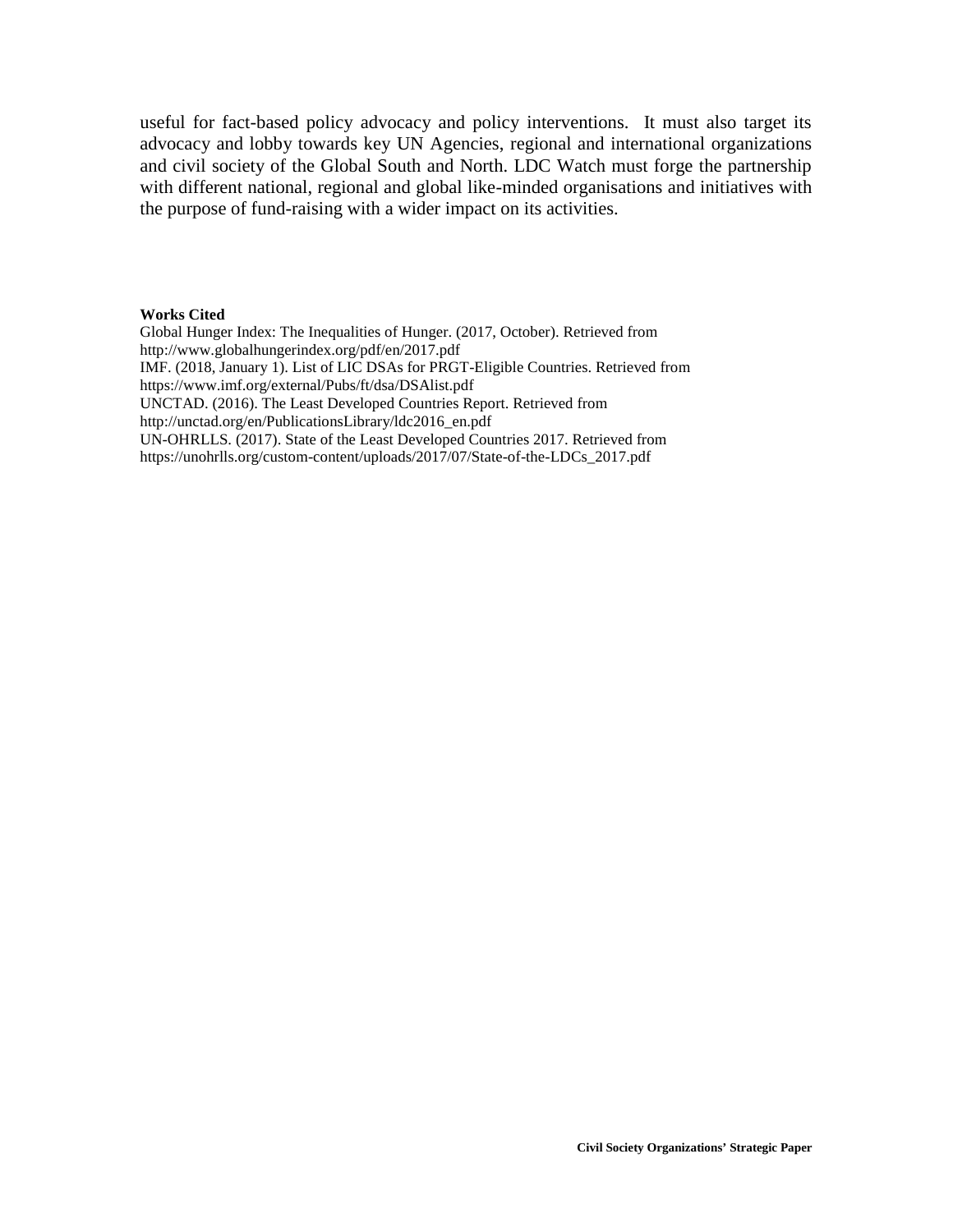useful for fact-based policy advocacy and policy interventions. It must also target its advocacy and lobby towards key UN Agencies, regional and international organizations and civil society of the Global South and North. LDC Watch must forge the partnership with different national, regional and global like-minded organisations and initiatives with the purpose of fund-raising with a wider impact on its activities.

**Works Cited**

Global Hunger Index: The Inequalities of Hunger. (2017, October). Retrieved from http://www.globalhungerindex.org/pdf/en/2017.pdf

IMF. (2018, January 1). List of LIC DSAs for PRGT-Eligible Countries. Retrieved from https://www.imf.org/external/Pubs/ft/dsa/DSAlist.pdf

UNCTAD. (2016). The Least Developed Countries Report. Retrieved from http://unctad.org/en/PublicationsLibrary/ldc2016_en.pdf

UN-OHRLLS. (2017). State of the Least Developed Countries 2017. Retrieved from https://unohrlls.org/custom-content/uploads/2017/07/State-of-the-LDCs_2017.pdf